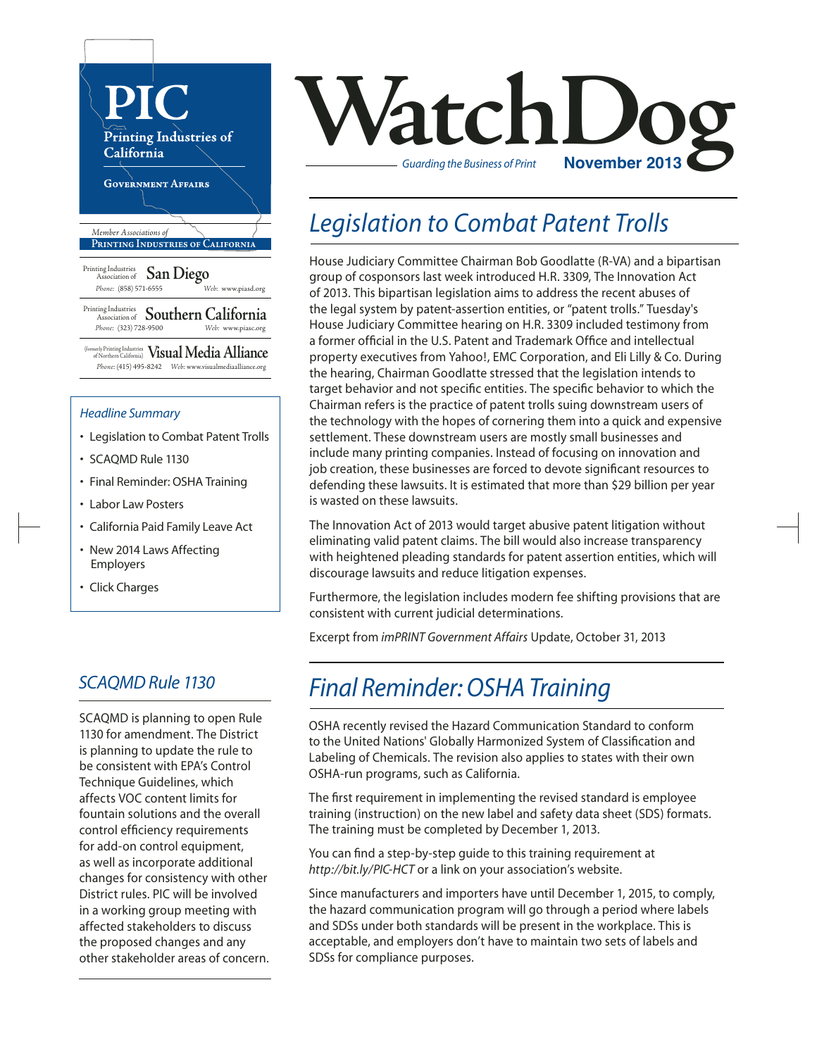# PIC

Printing Industries of California

GOVERNMENT AFFAIRS

*Member Associations of*
**PRINTING INDUSTRIES OF CALIFORNIA**

Printing Industries Association of **San Diego**
*Phone:* (858) 571-6555 *Web:* www.piasd.org

Printing Industries Association of **Southern California**
*Phone:* (323) 728-9500 *Web:* www.piasc.org

(formerly Printing Industries of Northern California) **Visual Media Alliance**
*Phone:* (415) 495-8242 *Web:* www.visualmediaalliance.org

# WatchDog

*Guarding the Business of Print* **November 2013**

*Headline Summary*

- Legislation to Combat Patent Trolls
- SCAQMD Rule 1130
- Final Reminder: OSHA Training
- Labor Law Posters
- California Paid Family Leave Act
- New 2014 Laws Affecting Employers
- Click Charges

## *Legislation to Combat Patent Trolls*

House Judiciary Committee Chairman Bob Goodlatte (R-VA) and a bipartisan group of cosponsors last week introduced H.R. 3309, The Innovation Act of 2013. This bipartisan legislation aims to address the recent abuses of the legal system by patent-assertion entities, or "patent trolls." Tuesday's House Judiciary Committee hearing on H.R. 3309 included testimony from a former official in the U.S. Patent and Trademark Office and intellectual property executives from Yahoo!, EMC Corporation, and Eli Lilly & Co. During the hearing, Chairman Goodlatte stressed that the legislation intends to target behavior and not specific entities. The specific behavior to which the Chairman refers is the practice of patent trolls suing downstream users of the technology with the hopes of cornering them into a quick and expensive settlement. These downstream users are mostly small businesses and include many printing companies. Instead of focusing on innovation and job creation, these businesses are forced to devote significant resources to defending these lawsuits. It is estimated that more than $29 billion per year is wasted on these lawsuits.

The Innovation Act of 2013 would target abusive patent litigation without eliminating valid patent claims. The bill would also increase transparency with heightened pleading standards for patent assertion entities, which will discourage lawsuits and reduce litigation expenses.

Furthermore, the legislation includes modern fee shifting provisions that are consistent with current judicial determinations.

Excerpt from *imPRINT Government Affairs* Update, October 31, 2013

## *SCAQMD Rule 1130*

SCAQMD is planning to open Rule 1130 for amendment. The District is planning to update the rule to be consistent with EPA's Control Technique Guidelines, which affects VOC content limits for fountain solutions and the overall control efficiency requirements for add-on control equipment, as well as incorporate additional changes for consistency with other District rules. PIC will be involved in a working group meeting with affected stakeholders to discuss the proposed changes and any other stakeholder areas of concern.

## *Final Reminder: OSHA Training*

OSHA recently revised the Hazard Communication Standard to conform to the United Nations' Globally Harmonized System of Classification and Labeling of Chemicals. The revision also applies to states with their own OSHA-run programs, such as California.

The first requirement in implementing the revised standard is employee training (instruction) on the new label and safety data sheet (SDS) formats. The training must be completed by December 1, 2013.

You can find a step-by-step guide to this training requirement at *http://bit.ly/PIC-HCT* or a link on your association's website.

Since manufacturers and importers have until December 1, 2015, to comply, the hazard communication program will go through a period where labels and SDSs under both standards will be present in the workplace. This is acceptable, and employers don't have to maintain two sets of labels and SDSs for compliance purposes.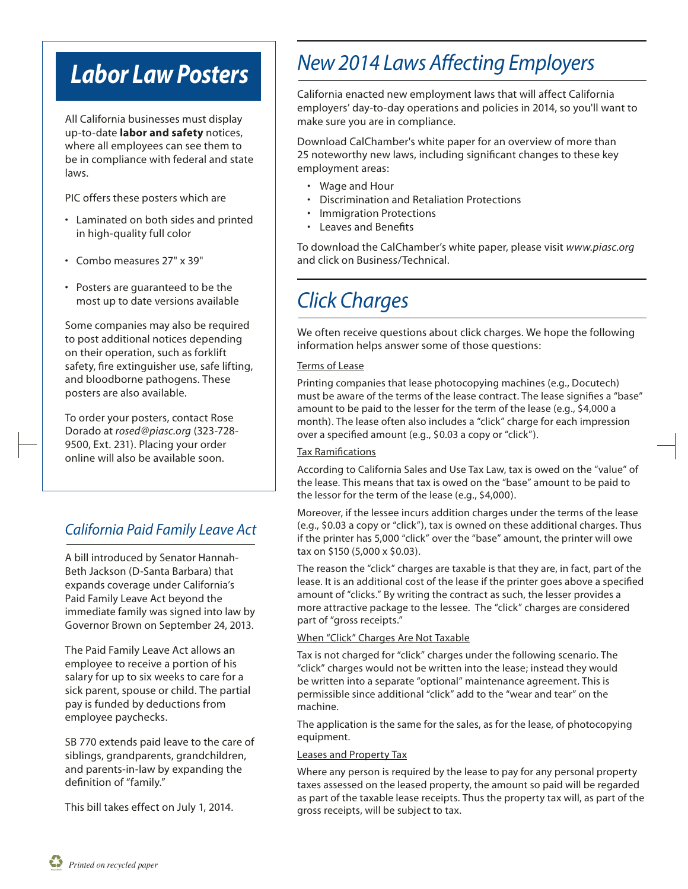# Labor Law Posters

All California businesses must display up-to-date **labor and safety** notices, where all employees can see them to be in compliance with federal and state laws.

PIC offers these posters which are

- Laminated on both sides and printed in high-quality full color
- Combo measures 27" x 39"
- Posters are guaranteed to be the most up to date versions available

Some companies may also be required to post additional notices depending on their operation, such as forklift safety, fire extinguisher use, safe lifting, and bloodborne pathogens. These posters are also available.

To order your posters, contact Rose Dorado at *rosed@piasc.org* (323-728-9500, Ext. 231). Placing your order online will also be available soon.

## *California Paid Family Leave Act*

A bill introduced by Senator Hannah-Beth Jackson (D-Santa Barbara) that expands coverage under California's Paid Family Leave Act beyond the immediate family was signed into law by Governor Brown on September 24, 2013.

The Paid Family Leave Act allows an employee to receive a portion of his salary for up to six weeks to care for a sick parent, spouse or child. The partial pay is funded by deductions from employee paychecks.

SB 770 extends paid leave to the care of siblings, grandparents, grandchildren, and parents-in-law by expanding the definition of "family."

This bill takes effect on July 1, 2014.

# *New 2014 Laws Affecting Employers*

California enacted new employment laws that will affect California employers' day-to-day operations and policies in 2014, so you'll want to make sure you are in compliance.

Download CalChamber's white paper for an overview of more than 25 noteworthy new laws, including significant changes to these key employment areas:

- Wage and Hour
- Discrimination and Retaliation Protections
- Immigration Protections
- Leaves and Benefits

To download the CalChamber's white paper, please visit *www.piasc.org* and click on Business/Technical.

# *Click Charges*

We often receive questions about click charges. We hope the following information helps answer some of those questions:

Terms of Lease

Printing companies that lease photocopying machines (e.g., Docutech) must be aware of the terms of the lease contract. The lease signifies a "base" amount to be paid to the lesser for the term of the lease (e.g., $4,000 a month). The lease often also includes a "click" charge for each impression over a specified amount (e.g., $0.03 a copy or "click").

Tax Ramifications

According to California Sales and Use Tax Law, tax is owed on the "value" of the lease. This means that tax is owed on the "base" amount to be paid to the lessor for the term of the lease (e.g., $4,000).

Moreover, if the lessee incurs addition charges under the terms of the lease (e.g., $0.03 a copy or "click"), tax is owned on these additional charges. Thus if the printer has 5,000 "click" over the "base" amount, the printer will owe tax on $150 (5,000 x $0.03).

The reason the "click" charges are taxable is that they are, in fact, part of the lease. It is an additional cost of the lease if the printer goes above a specified amount of "clicks." By writing the contract as such, the lesser provides a more attractive package to the lessee. The "click" charges are considered part of "gross receipts."

When "Click" Charges Are Not Taxable

Tax is not charged for "click" charges under the following scenario. The "click" charges would not be written into the lease; instead they would be written into a separate "optional" maintenance agreement. This is permissible since additional "click" add to the "wear and tear" on the machine.

The application is the same for the sales, as for the lease, of photocopying equipment.

Leases and Property Tax

Where any person is required by the lease to pay for any personal property taxes assessed on the leased property, the amount so paid will be regarded as part of the taxable lease receipts. Thus the property tax will, as part of the gross receipts, will be subject to tax.

*Printed on recycled paper*